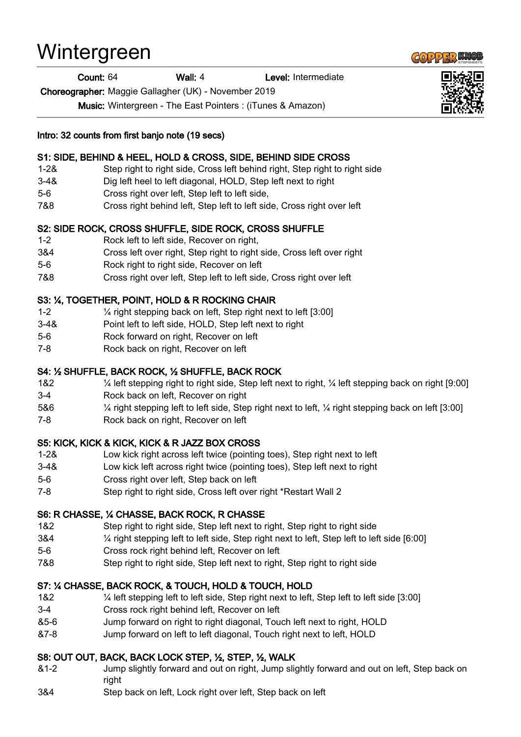# Wintergreen

**Count:** 64 **Wall:** 4 **Level:** Intermediate

**Choreographer:** Maggie Gallagher (UK) - November 2019

**Music:** Wintergreen - The East Pointers : (iTunes & Amazon)

**Intro: 32 counts from first banjo note (19 secs)**

**S1: SIDE, BEHIND & HEEL, HOLD & CROSS, SIDE, BEHIND SIDE CROSS**

| | |
|---|---|
| 1-2& | Step right to right side, Cross left behind right, Step right to right side |
| 3-4& | Dig left heel to left diagonal, HOLD, Step left next to right |
| 5-6 | Cross right over left, Step left to left side, |
| 7&8 | Cross right behind left, Step left to left side, Cross right over left |

**S2: SIDE ROCK, CROSS SHUFFLE, SIDE ROCK, CROSS SHUFFLE**

| | |
|---|---|
| 1-2 | Rock left to left side, Recover on right, |
| 3&4 | Cross left over right, Step right to right side, Cross left over right |
| 5-6 | Rock right to right side, Recover on left |
| 7&8 | Cross right over left, Step left to left side, Cross right over left |

**S3: ¼, TOGETHER, POINT, HOLD & R ROCKING CHAIR**

| | |
|---|---|
| 1-2 | ¼ right stepping back on left, Step right next to left [3:00] |
| 3-4& | Point left to left side, HOLD, Step left next to right |
| 5-6 | Rock forward on right, Recover on left |
| 7-8 | Rock back on right, Recover on left |

**S4: ½ SHUFFLE, BACK ROCK, ½ SHUFFLE, BACK ROCK**

| | |
|---|---|
| 1&2 | ¼ left stepping right to right side, Step left next to right, ¼ left stepping back on right [9:00] |
| 3-4 | Rock back on left, Recover on right |
| 5&6 | ¼ right stepping left to left side, Step right next to left, ¼ right stepping back on left [3:00] |
| 7-8 | Rock back on right, Recover on left |

**S5: KICK, KICK & KICK, KICK & R JAZZ BOX CROSS**

| | |
|---|---|
| 1-2& | Low kick right across left twice (pointing toes), Step right next to left |
| 3-4& | Low kick left across right twice (pointing toes), Step left next to right |
| 5-6 | Cross right over left, Step back on left |
| 7-8 | Step right to right side, Cross left over right *Restart Wall 2 |

**S6: R CHASSE, ¼ CHASSE, BACK ROCK, R CHASSE**

| | |
|---|---|
| 1&2 | Step right to right side, Step left next to right, Step right to right side |
| 3&4 | ¼ right stepping left to left side, Step right next to left, Step left to left side [6:00] |
| 5-6 | Cross rock right behind left, Recover on left |
| 7&8 | Step right to right side, Step left next to right, Step right to right side |

**S7: ¼ CHASSE, BACK ROCK, & TOUCH, HOLD & TOUCH, HOLD**

| | |
|---|---|
| 1&2 | ¼ left stepping left to left side, Step right next to left, Step left to left side [3:00] |
| 3-4 | Cross rock right behind left, Recover on left |
| &5-6 | Jump forward on right to right diagonal, Touch left next to right, HOLD |
| &7-8 | Jump forward on left to left diagonal, Touch right next to left, HOLD |

**S8: OUT OUT, BACK, BACK LOCK STEP, ½, STEP, ½, WALK**

| | |
|---|---|
| &1-2 | Jump slightly forward and out on right, Jump slightly forward and out on left, Step back on right |
| 3&4 | Step back on left, Lock right over left, Step back on left |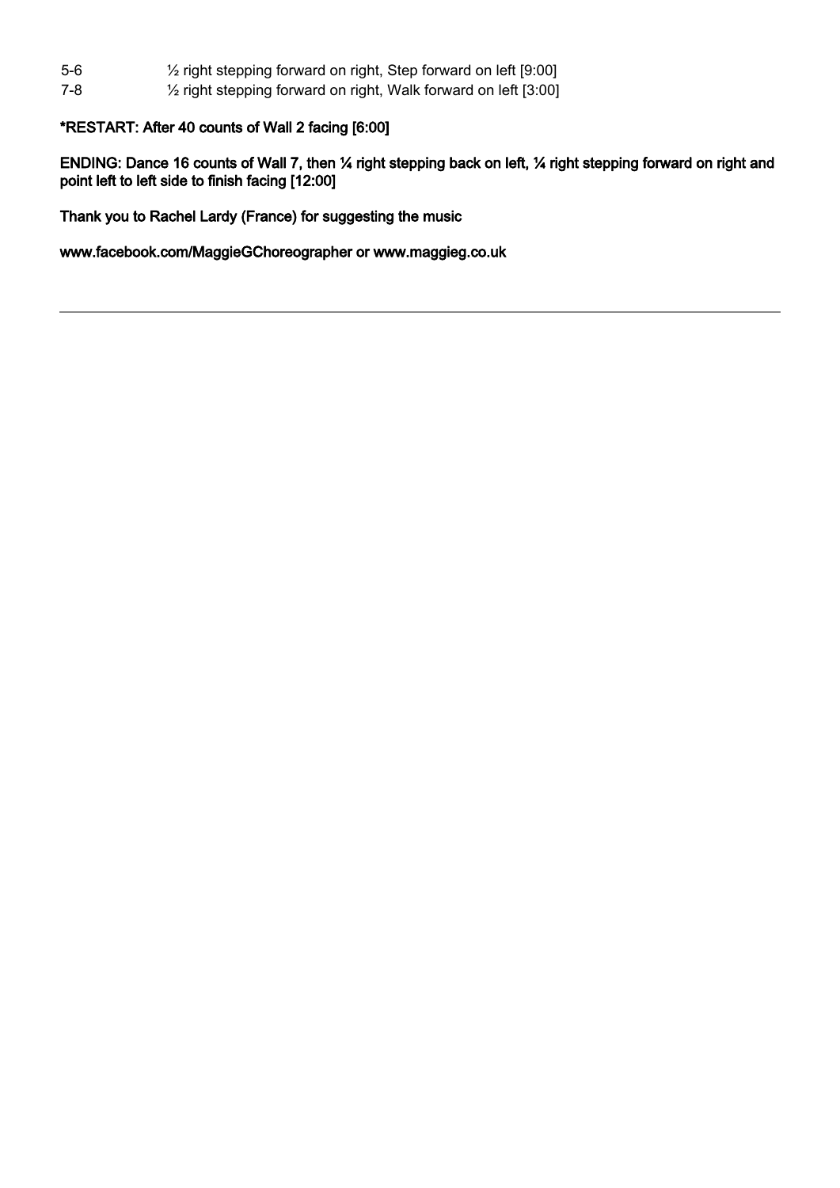5-6 ½ right stepping forward on right, Step forward on left [9:00]
7-8 ½ right stepping forward on right, Walk forward on left [3:00]

**\*RESTART: After 40 counts of Wall 2 facing [6:00]**

**ENDING: Dance 16 counts of Wall 7, then ¼ right stepping back on left, ¼ right stepping forward on right and point left to left side to finish facing [12:00]**

**Thank you to Rachel Lardy (France) for suggesting the music**

**www.facebook.com/MaggieGChoreographer or www.maggieg.co.uk**

---